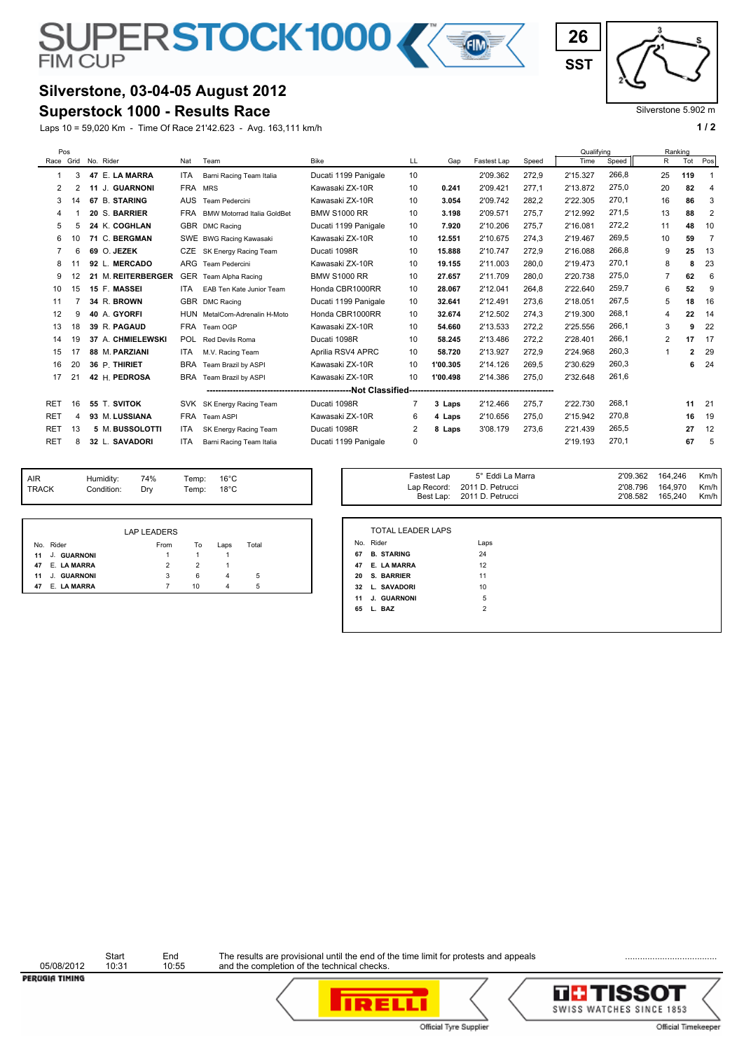# SUPERSTOCK 1000 FIM CUP

**26 SST**

Silverstone 5.902 m

## Silverstone, 03-04-05 August 2012

## Superstock 1000 - Results Race

Laps 10 = 59,020 Km - Time Of Race 21'42.623 - Avg. 163,111 km/h

| Pos Race | Grid | No. | Rider | Nat | Team | Bike | LL | Gap | Fastest Lap | Speed | Qualifying Time | Qualifying Speed | Ranking R | Ranking Tot | Ranking Pos |
|---|---|---|---|---|---|---|---|---|---|---|---|---|---|---|---|
| 1 | 3 | **47** | E. **LA MARRA** | ITA | Barni Racing Team Italia | Ducati 1199 Panigale | 10 | | 2'09.362 | 272,9 | 2'15.327 | 266,8 | 25 | **119** | 1 |
| 2 | 2 | **11** | J. **GUARNONI** | FRA | MRS | Kawasaki ZX-10R | 10 | **0.241** | 2'09.421 | 277,1 | 2'13.872 | 275,0 | 20 | **82** | 4 |
| 3 | 14 | **67** | B. **STARING** | AUS | Team Pedercini | Kawasaki ZX-10R | 10 | **3.054** | 2'09.742 | 282,2 | 2'22.305 | 270,1 | 16 | **86** | 3 |
| 4 | 1 | **20** | S. **BARRIER** | FRA | BMW Motorrad Italia GoldBet | BMW S1000 RR | 10 | **3.198** | 2'09.571 | 275,7 | 2'12.992 | 271,5 | 13 | **88** | 2 |
| 5 | 5 | **24** | K. **COGHLAN** | GBR | DMC Racing | Ducati 1199 Panigale | 10 | **7.920** | 2'10.206 | 275,7 | 2'16.081 | 272,2 | 11 | **48** | 10 |
| 6 | 10 | **71** | C. **BERGMAN** | SWE | BWG Racing Kawasaki | Kawasaki ZX-10R | 10 | **12.551** | 2'10.675 | 274,3 | 2'19.467 | 269,5 | 10 | **59** | 7 |
| 7 | 6 | **69** | O. **JEZEK** | CZE | SK Energy Racing Team | Ducati 1098R | 10 | **15.888** | 2'10.747 | 272,9 | 2'16.088 | 266,8 | 9 | **25** | 13 |
| 8 | 11 | **92** | L. **MERCADO** | ARG | Team Pedercini | Kawasaki ZX-10R | 10 | **19.155** | 2'11.003 | 280,0 | 2'19.473 | 270,1 | 8 | **8** | 23 |
| 9 | 12 | **21** | M. **REITERBERGER** | GER | Team Alpha Racing | BMW S1000 RR | 10 | **27.657** | 2'11.709 | 280,0 | 2'20.738 | 275,0 | 7 | **62** | 6 |
| 10 | 15 | **15** | F. **MASSEI** | ITA | EAB Ten Kate Junior Team | Honda CBR1000RR | 10 | **28.067** | 2'12.041 | 264,8 | 2'22.640 | 259,7 | 6 | **52** | 9 |
| 11 | 7 | **34** | R. **BROWN** | GBR | DMC Racing | Ducati 1199 Panigale | 10 | **32.641** | 2'12.491 | 273,6 | 2'18.051 | 267,5 | 5 | **18** | 16 |
| 12 | 9 | **40** | A. **GYORFI** | HUN | MetalCom-Adrenalin H-Moto | Honda CBR1000RR | 10 | **32.674** | 2'12.502 | 274,3 | 2'19.300 | 268,1 | 4 | **22** | 14 |
| 13 | 18 | **39** | R. **PAGAUD** | FRA | Team OGP | Kawasaki ZX-10R | 10 | **54.660** | 2'13.533 | 272,2 | 2'25.556 | 266,1 | 3 | **9** | 22 |
| 14 | 19 | **37** | A. **CHMIELEWSKI** | POL | Red Devils Roma | Ducati 1098R | 10 | **58.245** | 2'13.486 | 272,2 | 2'28.401 | 266,1 | 2 | **17** | 17 |
| 15 | 17 | **88** | M. **PARZIANI** | ITA | M.V. Racing Team | Aprilia RSV4 APRC | 10 | **58.720** | 2'13.927 | 272,9 | 2'24.968 | 260,3 | 1 | **2** | 29 |
| 16 | 20 | **36** | P. **THIRIET** | BRA | Team Brazil by ASPI | Kawasaki ZX-10R | 10 | **1'00.305** | 2'14.126 | 269,5 | 2'30.629 | 260,3 | | **6** | 24 |
| 17 | 21 | **42** | H. **PEDROSA** | BRA | Team Brazil by ASPI | Kawasaki ZX-10R | 10 | **1'00.498** | 2'14.386 | 275,0 | 2'32.648 | 261,6 | | | |
| | | | **Not Classified** | | | | | | | | | | | | |
| RET | 16 | **55** | T. **SVITOK** | SVK | SK Energy Racing Team | Ducati 1098R | 7 | **3 Laps** | 2'12.466 | 275,7 | 2'22.730 | 268,1 | | **11** | 21 |
| RET | 4 | **93** | M. **LUSSIANA** | FRA | Team ASPI | Kawasaki ZX-10R | 6 | **4 Laps** | 2'10.656 | 275,0 | 2'15.942 | 270,8 | | **16** | 19 |
| RET | 13 | **5** | M. **BUSSOLOTTI** | ITA | SK Energy Racing Team | Ducati 1098R | 2 | **8 Laps** | 3'08.179 | 273,6 | 2'21.439 | 265,5 | | **27** | 12 |
| RET | 8 | **32** | L. **SAVADORI** | ITA | Barni Racing Team Italia | Ducati 1199 Panigale | 0 | | | | 2'19.193 | 270,1 | | **67** | 5 |

| | | | | |
|---|---|---|---|---|
| AIR | Humidity: | 74% | Temp: | 16°C |
| TRACK | Condition: | Dry | Temp: | 18°C |

| | | | | |
|---|---|---|---|---|
| Fastest Lap | 5° Eddi La Marra | 2'09.362 | 164,246 | Km/h |
| Lap Record: | 2011 D. Petrucci | 2'08.796 | 164,970 | Km/h |
| Best Lap: | 2011 D. Petrucci | 2'08.582 | 165,240 | Km/h |

### LAP LEADERS

| No. | Rider | From | To | Laps | Total |
|---|---|---|---|---|---|
| **11** | J. **GUARNONI** | 1 | 1 | 1 | |
| **47** | E. **LA MARRA** | 2 | 2 | 1 | |
| **11** | J. **GUARNONI** | 3 | 6 | 4 | 5 |
| **47** | E. **LA MARRA** | 7 | 10 | 4 | 5 |

### TOTAL LEADER LAPS

| No. | Rider | Laps |
|---|---|---|
| **67** | **B. STARING** | 24 |
| **47** | **E. LA MARRA** | 12 |
| **20** | **S. BARRIER** | 11 |
| **32** | **L. SAVADORI** | 10 |
| **11** | **J. GUARNONI** | 5 |
| **65** | **L. BAZ** | 2 |

| | Start | End |
|---|---|---|
| 05/08/2012 | 10:31 | 10:55 |

The results are provisional until the end of the time limit for protests and appeals and the completion of the technical checks.

.....................................

PERUGIA TIMING

PIRELLI Official Tyre Supplier

TISSOT SWISS WATCHES SINCE 1853 Official Timekeeper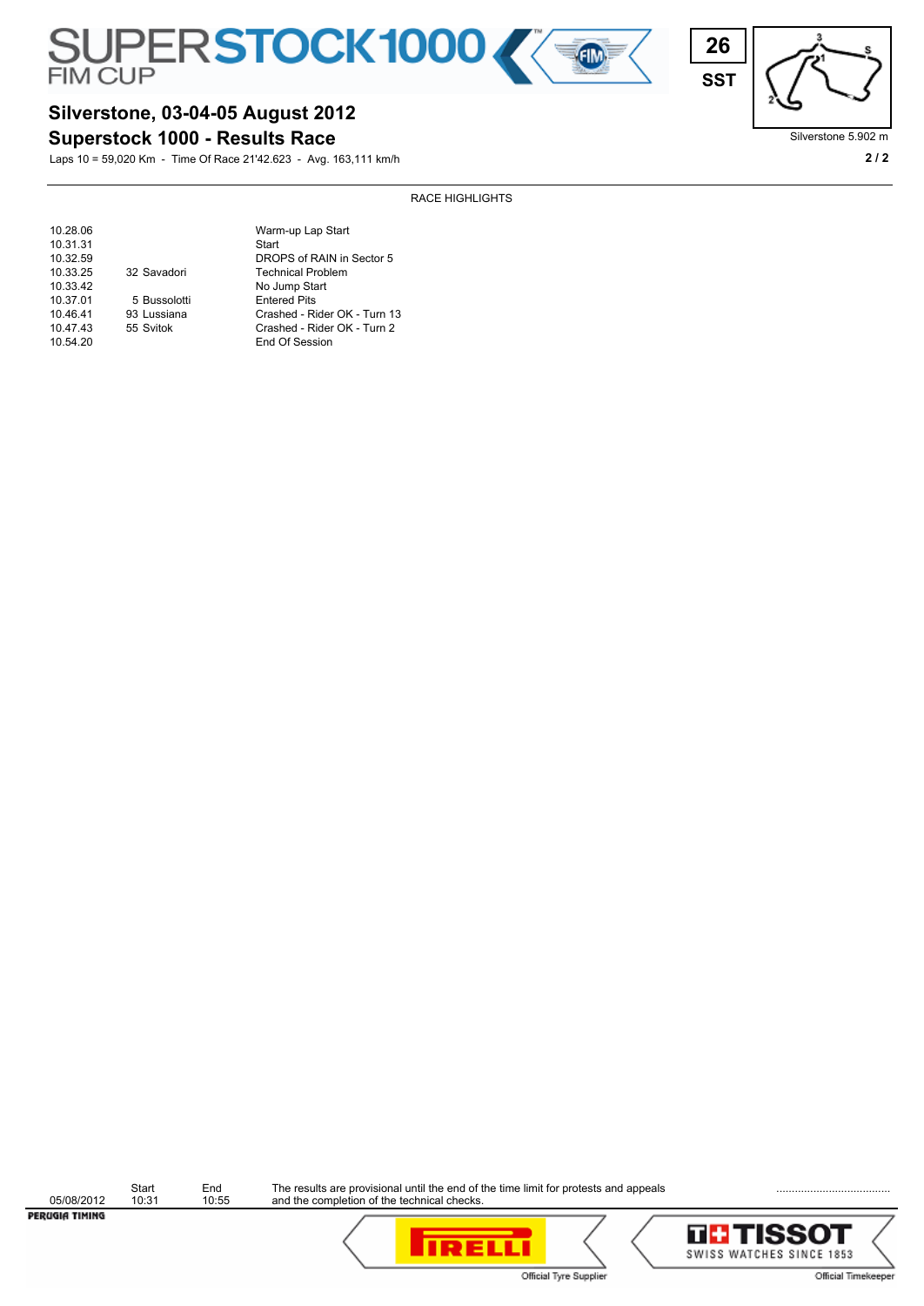# SUPERSTOCK 1000 FIM CUP

26 SST

Silverstone 5.902 m

## Silverstone, 03-04-05 August 2012
## Superstock 1000 - Results Race

Laps 10 = 59,020 Km - Time Of Race 21'42.623 - Avg. 163,111 km/h

RACE HIGHLIGHTS

| | | |
|---|---|---|
| 10.28.06 | | Warm-up Lap Start |
| 10.31.31 | | Start |
| 10.32.59 | | DROPS of RAIN in Sector 5 |
| 10.33.25 | 32 Savadori | Technical Problem |
| 10.33.42 | | No Jump Start |
| 10.37.01 | 5 Bussolotti | Entered Pits |
| 10.46.41 | 93 Lussiana | Crashed - Rider OK - Turn 13 |
| 10.47.43 | 55 Svitok | Crashed - Rider OK - Turn 2 |
| 10.54.20 | | End Of Session |

05/08/2012 Start 10:31 End 10:55

The results are provisional until the end of the time limit for protests and appeals and the completion of the technical checks.

.....................................

PERUGIA TIMING

Official Tyre Supplier — PIRELLI

Official Timekeeper — TISSOT SWISS WATCHES SINCE 1853